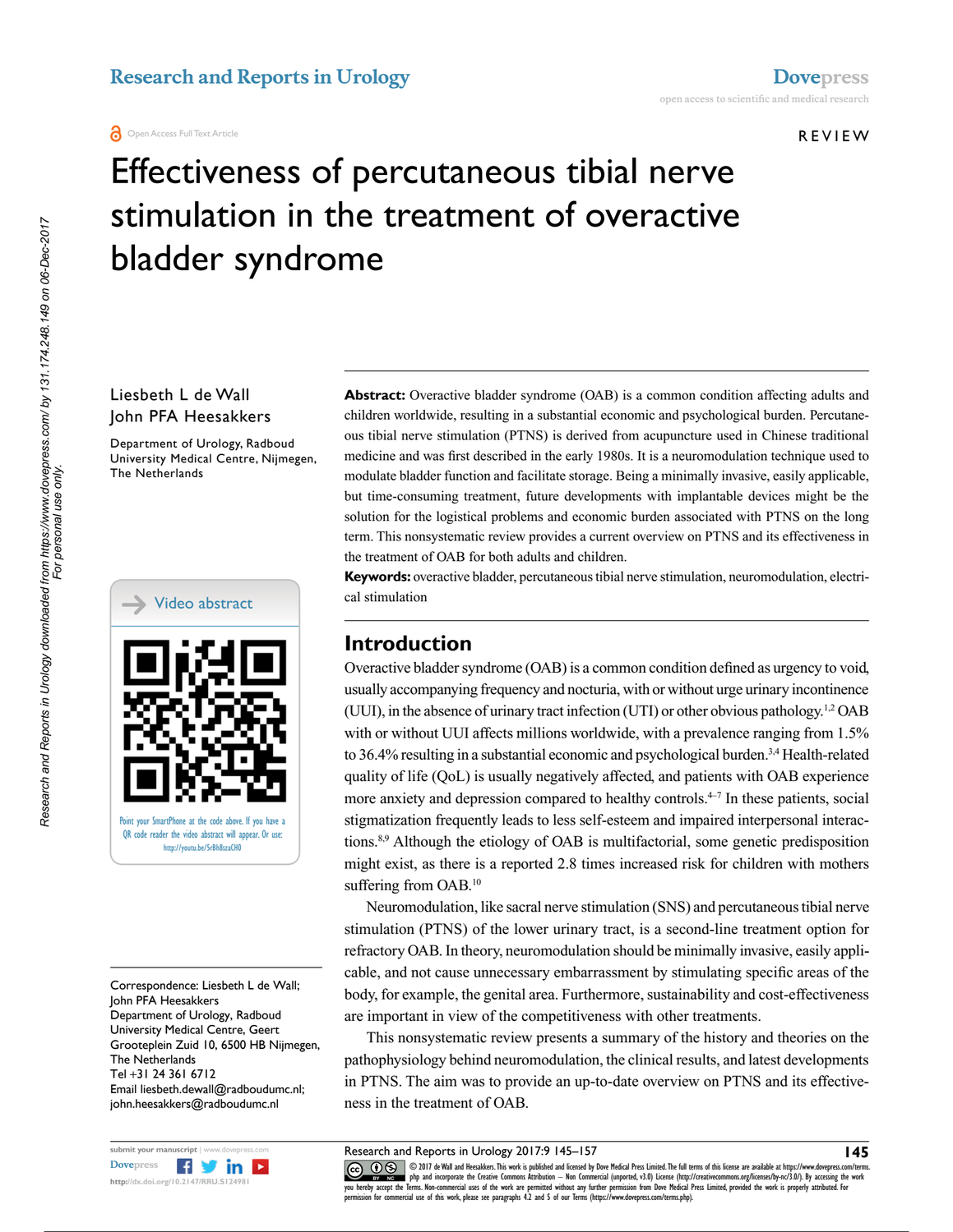Open Access Full Text Article

REVIEW

# Effectiveness of percutaneous tibial nerve stimulation in the treatment of overactive bladder syndrome

Liesbeth L de Wall
John PFA Heesakkers

Department of Urology, Radboud University Medical Centre, Nijmegen, The Netherlands

Video abstract

Point your SmartPhone at the code above. If you have a QR code reader the video abstract will appear. Or use: http://youtu.be/5rBh8szaCH0

**Abstract:** Overactive bladder syndrome (OAB) is a common condition affecting adults and children worldwide, resulting in a substantial economic and psychological burden. Percutaneous tibial nerve stimulation (PTNS) is derived from acupuncture used in Chinese traditional medicine and was first described in the early 1980s. It is a neuromodulation technique used to modulate bladder function and facilitate storage. Being a minimally invasive, easily applicable, but time-consuming treatment, future developments with implantable devices might be the solution for the logistical problems and economic burden associated with PTNS on the long term. This nonsystematic review provides a current overview on PTNS and its effectiveness in the treatment of OAB for both adults and children.

**Keywords:** overactive bladder, percutaneous tibial nerve stimulation, neuromodulation, electrical stimulation

## Introduction

Overactive bladder syndrome (OAB) is a common condition defined as urgency to void, usually accompanying frequency and nocturia, with or without urge urinary incontinence (UUI), in the absence of urinary tract infection (UTI) or other obvious pathology.[1,2] OAB with or without UUI affects millions worldwide, with a prevalence ranging from 1.5% to 36.4% resulting in a substantial economic and psychological burden.[3,4] Health-related quality of life (QoL) is usually negatively affected, and patients with OAB experience more anxiety and depression compared to healthy controls.[4–7] In these patients, social stigmatization frequently leads to less self-esteem and impaired interpersonal interactions.[8,9] Although the etiology of OAB is multifactorial, some genetic predisposition might exist, as there is a reported 2.8 times increased risk for children with mothers suffering from OAB.[10]

Neuromodulation, like sacral nerve stimulation (SNS) and percutaneous tibial nerve stimulation (PTNS) of the lower urinary tract, is a second-line treatment option for refractory OAB. In theory, neuromodulation should be minimally invasive, easily applicable, and not cause unnecessary embarrassment by stimulating specific areas of the body, for example, the genital area. Furthermore, sustainability and cost-effectiveness are important in view of the competitiveness with other treatments.

This nonsystematic review presents a summary of the history and theories on the pathophysiology behind neuromodulation, the clinical results, and latest developments in PTNS. The aim was to provide an up-to-date overview on PTNS and its effectiveness in the treatment of OAB.

Correspondence: Liesbeth L de Wall; John PFA Heesakkers
Department of Urology, Radboud University Medical Centre, Geert Grooteplein Zuid 10, 6500 HB Nijmegen, The Netherlands
Tel +31 24 361 6712
Email liesbeth.dewall@radboudumc.nl; john.heesakkers@radboudumc.nl

http://dx.doi.org/10.2147/RRU.S124981

© 2017 de Wall and Heesakkers. This work is published and licensed by Dove Medical Press Limited. The full terms of this license are available at https://www.dovepress.com/terms.php and incorporate the Creative Commons Attribution – Non Commercial (unported, v3.0) License (http://creativecommons.org/licenses/by-nc/3.0/). By accessing the work you hereby accept the Terms. Non-commercial uses of the work are permitted without any further permission from Dove Medical Press Limited, provided the work is properly attributed. For permission for commercial use of this work, please see paragraphs 4.2 and 5 of our Terms (https://www.dovepress.com/terms.php).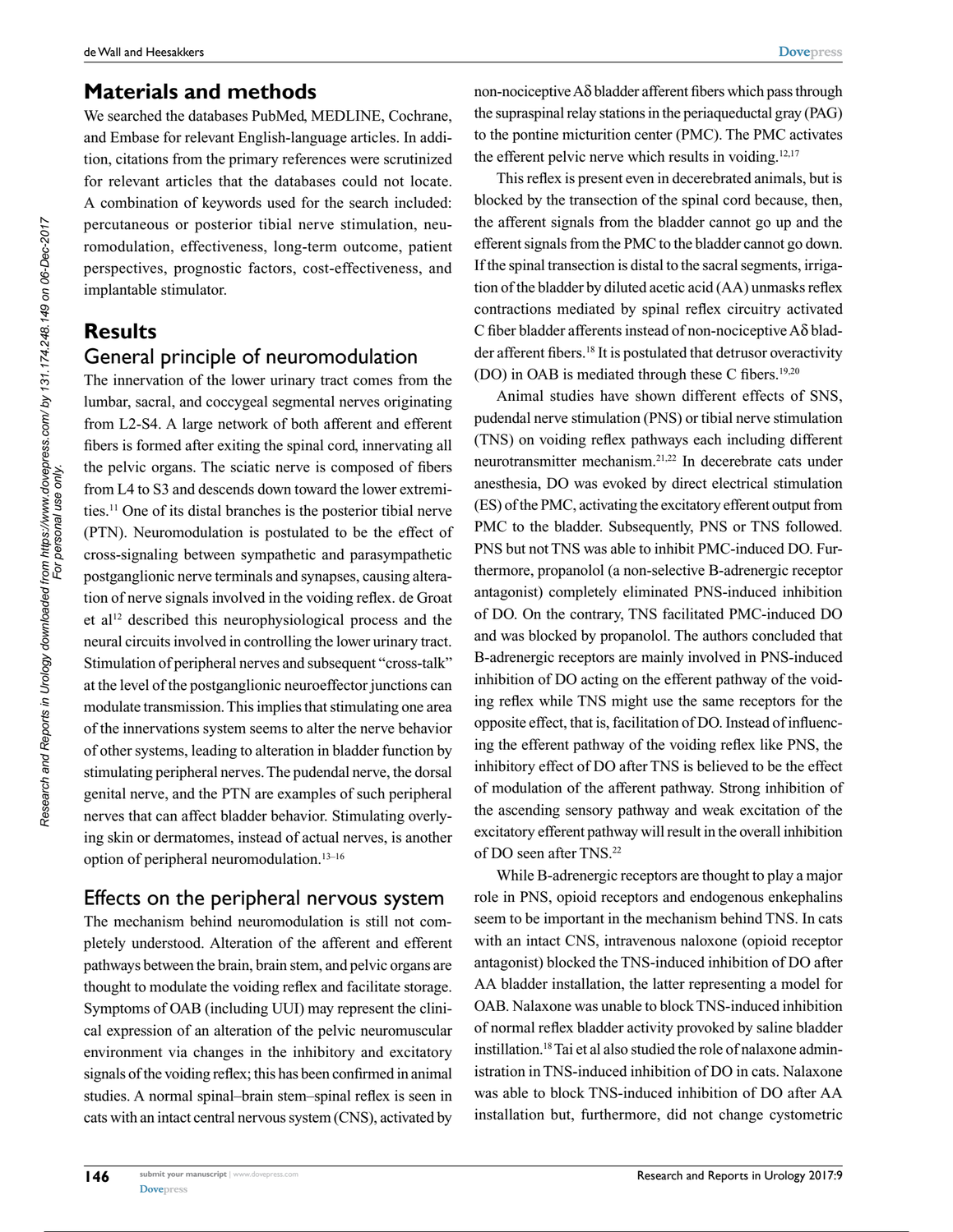## Materials and methods

We searched the databases PubMed, MEDLINE, Cochrane, and Embase for relevant English-language articles. In addition, citations from the primary references were scrutinized for relevant articles that the databases could not locate. A combination of keywords used for the search included: percutaneous or posterior tibial nerve stimulation, neuromodulation, effectiveness, long-term outcome, patient perspectives, prognostic factors, cost-effectiveness, and implantable stimulator.

## Results

### General principle of neuromodulation

The innervation of the lower urinary tract comes from the lumbar, sacral, and coccygeal segmental nerves originating from L2-S4. A large network of both afferent and efferent fibers is formed after exiting the spinal cord, innervating all the pelvic organs. The sciatic nerve is composed of fibers from L4 to S3 and descends down toward the lower extremities.[11] One of its distal branches is the posterior tibial nerve (PTN). Neuromodulation is postulated to be the effect of cross-signaling between sympathetic and parasympathetic postganglionic nerve terminals and synapses, causing alteration of nerve signals involved in the voiding reflex. de Groat et al[12] described this neurophysiological process and the neural circuits involved in controlling the lower urinary tract. Stimulation of peripheral nerves and subsequent "cross-talk" at the level of the postganglionic neuroeffector junctions can modulate transmission. This implies that stimulating one area of the innervations system seems to alter the nerve behavior of other systems, leading to alteration in bladder function by stimulating peripheral nerves. The pudendal nerve, the dorsal genital nerve, and the PTN are examples of such peripheral nerves that can affect bladder behavior. Stimulating overlying skin or dermatomes, instead of actual nerves, is another option of peripheral neuromodulation.[13–16]

### Effects on the peripheral nervous system

The mechanism behind neuromodulation is still not completely understood. Alteration of the afferent and efferent pathways between the brain, brain stem, and pelvic organs are thought to modulate the voiding reflex and facilitate storage. Symptoms of OAB (including UUI) may represent the clinical expression of an alteration of the pelvic neuromuscular environment via changes in the inhibitory and excitatory signals of the voiding reflex; this has been confirmed in animal studies. A normal spinal–brain stem–spinal reflex is seen in cats with an intact central nervous system (CNS), activated by non-nociceptive Aδ bladder afferent fibers which pass through the supraspinal relay stations in the periaqueductal gray (PAG) to the pontine micturition center (PMC). The PMC activates the efferent pelvic nerve which results in voiding.[12,17]

This reflex is present even in decerebrated animals, but is blocked by the transection of the spinal cord because, then, the afferent signals from the bladder cannot go up and the efferent signals from the PMC to the bladder cannot go down. If the spinal transection is distal to the sacral segments, irrigation of the bladder by diluted acetic acid (AA) unmasks reflex contractions mediated by spinal reflex circuitry activated C fiber bladder afferents instead of non-nociceptive Aδ bladder afferent fibers.[18] It is postulated that detrusor overactivity (DO) in OAB is mediated through these C fibers.[19,20]

Animal studies have shown different effects of SNS, pudendal nerve stimulation (PNS) or tibial nerve stimulation (TNS) on voiding reflex pathways each including different neurotransmitter mechanism.[21,22] In decerebrate cats under anesthesia, DO was evoked by direct electrical stimulation (ES) of the PMC, activating the excitatory efferent output from PMC to the bladder. Subsequently, PNS or TNS followed. PNS but not TNS was able to inhibit PMC-induced DO. Furthermore, propanolol (a non-selective B-adrenergic receptor antagonist) completely eliminated PNS-induced inhibition of DO. On the contrary, TNS facilitated PMC-induced DO and was blocked by propanolol. The authors concluded that B-adrenergic receptors are mainly involved in PNS-induced inhibition of DO acting on the efferent pathway of the voiding reflex while TNS might use the same receptors for the opposite effect, that is, facilitation of DO. Instead of influencing the efferent pathway of the voiding reflex like PNS, the inhibitory effect of DO after TNS is believed to be the effect of modulation of the afferent pathway. Strong inhibition of the ascending sensory pathway and weak excitation of the excitatory efferent pathway will result in the overall inhibition of DO seen after TNS.[22]

While B-adrenergic receptors are thought to play a major role in PNS, opioid receptors and endogenous enkephalins seem to be important in the mechanism behind TNS. In cats with an intact CNS, intravenous naloxone (opioid receptor antagonist) blocked the TNS-induced inhibition of DO after AA bladder installation, the latter representing a model for OAB. Nalaxone was unable to block TNS-induced inhibition of normal reflex bladder activity provoked by saline bladder instillation.[18] Tai et al also studied the role of nalaxone administration in TNS-induced inhibition of DO in cats. Nalaxone was able to block TNS-induced inhibition of DO after AA installation but, furthermore, did not change cystometric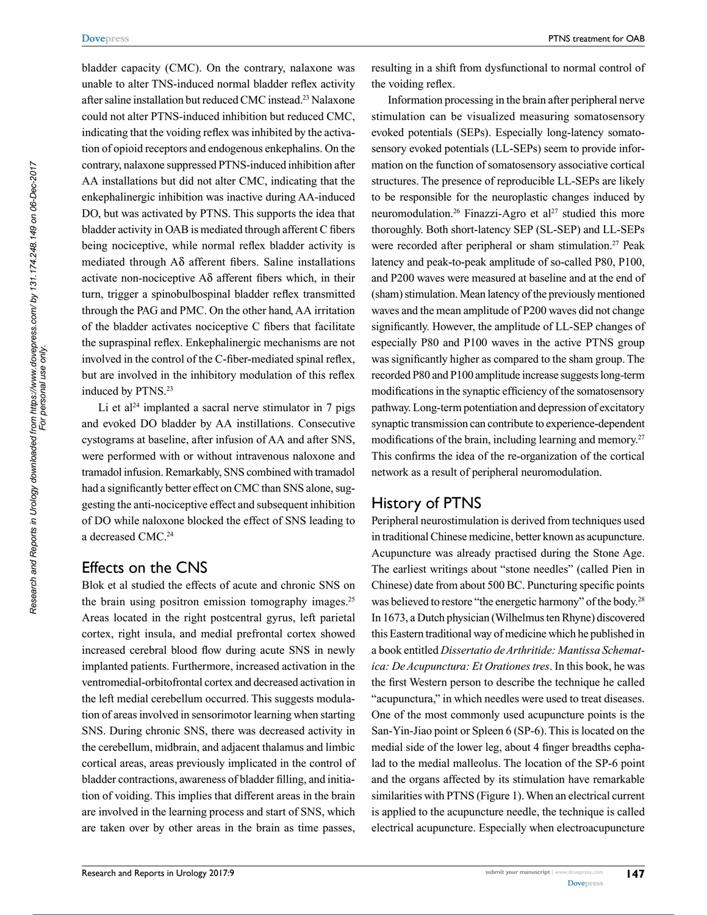bladder capacity (CMC). On the contrary, nalaxone was unable to alter TNS-induced normal bladder reflex activity after saline installation but reduced CMC instead.[23] Nalaxone could not alter PTNS-induced inhibition but reduced CMC, indicating that the voiding reflex was inhibited by the activation of opioid receptors and endogenous enkephalins. On the contrary, nalaxone suppressed PTNS-induced inhibition after AA installations but did not alter CMC, indicating that the enkephalinergic inhibition was inactive during AA-induced DO, but was activated by PTNS. This supports the idea that bladder activity in OAB is mediated through afferent C fibers being nociceptive, while normal reflex bladder activity is mediated through Aδ afferent fibers. Saline installations activate non-nociceptive Aδ afferent fibers which, in their turn, trigger a spinobulbospinal bladder reflex transmitted through the PAG and PMC. On the other hand, AA irritation of the bladder activates nociceptive C fibers that facilitate the supraspinal reflex. Enkephalinergic mechanisms are not involved in the control of the C-fiber-mediated spinal reflex, but are involved in the inhibitory modulation of this reflex induced by PTNS.[23]

Li et al[24] implanted a sacral nerve stimulator in 7 pigs and evoked DO bladder by AA instillations. Consecutive cystograms at baseline, after infusion of AA and after SNS, were performed with or without intravenous naloxone and tramadol infusion. Remarkably, SNS combined with tramadol had a significantly better effect on CMC than SNS alone, suggesting the anti-nociceptive effect and subsequent inhibition of DO while naloxone blocked the effect of SNS leading to a decreased CMC.[24]

## Effects on the CNS

Blok et al studied the effects of acute and chronic SNS on the brain using positron emission tomography images.[25] Areas located in the right postcentral gyrus, left parietal cortex, right insula, and medial prefrontal cortex showed increased cerebral blood flow during acute SNS in newly implanted patients. Furthermore, increased activation in the ventromedial-orbitofrontal cortex and decreased activation in the left medial cerebellum occurred. This suggests modulation of areas involved in sensorimotor learning when starting SNS. During chronic SNS, there was decreased activity in the cerebellum, midbrain, and adjacent thalamus and limbic cortical areas, areas previously implicated in the control of bladder contractions, awareness of bladder filling, and initiation of voiding. This implies that different areas in the brain are involved in the learning process and start of SNS, which are taken over by other areas in the brain as time passes, resulting in a shift from dysfunctional to normal control of the voiding reflex.

Information processing in the brain after peripheral nerve stimulation can be visualized measuring somatosensory evoked potentials (SEPs). Especially long-latency somatosensory evoked potentials (LL-SEPs) seem to provide information on the function of somatosensory associative cortical structures. The presence of reproducible LL-SEPs are likely to be responsible for the neuroplastic changes induced by neuromodulation.[26] Finazzi-Agro et al[27] studied this more thoroughly. Both short-latency SEP (SL-SEP) and LL-SEPs were recorded after peripheral or sham stimulation.[27] Peak latency and peak-to-peak amplitude of so-called P80, P100, and P200 waves were measured at baseline and at the end of (sham) stimulation. Mean latency of the previously mentioned waves and the mean amplitude of P200 waves did not change significantly. However, the amplitude of LL-SEP changes of especially P80 and P100 waves in the active PTNS group was significantly higher as compared to the sham group. The recorded P80 and P100 amplitude increase suggests long-term modifications in the synaptic efficiency of the somatosensory pathway. Long-term potentiation and depression of excitatory synaptic transmission can contribute to experience-dependent modifications of the brain, including learning and memory.[27] This confirms the idea of the re-organization of the cortical network as a result of peripheral neuromodulation.

## History of PTNS

Peripheral neurostimulation is derived from techniques used in traditional Chinese medicine, better known as acupuncture. Acupuncture was already practised during the Stone Age. The earliest writings about "stone needles" (called Pien in Chinese) date from about 500 BC. Puncturing specific points was believed to restore "the energetic harmony" of the body.[28] In 1673, a Dutch physician (Wilhelmus ten Rhyne) discovered this Eastern traditional way of medicine which he published in a book entitled *Dissertatio de Arthritide: Mantissa Schematica: De Acupunctura: Et Orationes tres*. In this book, he was the first Western person to describe the technique he called "acupunctura," in which needles were used to treat diseases. One of the most commonly used acupuncture points is the San-Yin-Jiao point or Spleen 6 (SP-6). This is located on the medial side of the lower leg, about 4 finger breadths cephalad to the medial malleolus. The location of the SP-6 point and the organs affected by its stimulation have remarkable similarities with PTNS (Figure 1). When an electrical current is applied to the acupuncture needle, the technique is called electrical acupuncture. Especially when electroacupuncture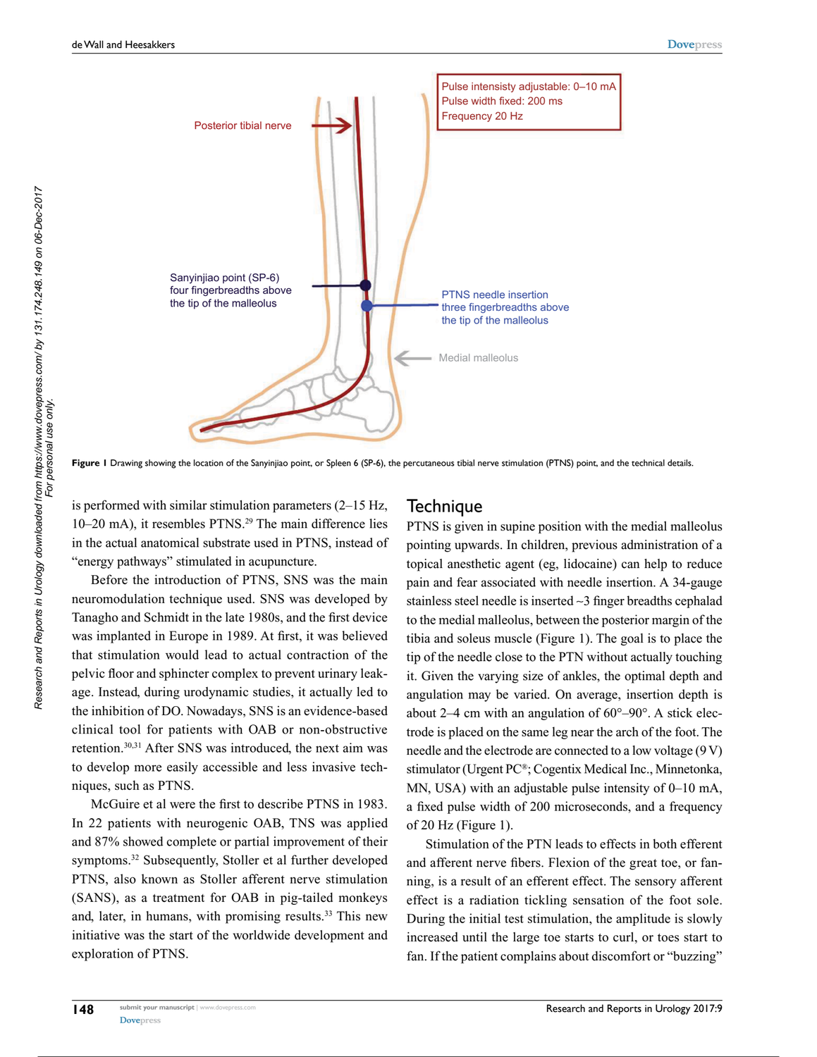Pulse intensity adjustable: 0–10 mA
Pulse width fixed: 200 ms
Frequency 20 Hz

Posterior tibial nerve

Sanyinjiao point (SP-6) four fingerbreadths above the tip of the malleolus

PTNS needle insertion three fingerbreadths above the tip of the malleolus

Medial malleolus

**Figure 1** Drawing showing the location of the Sanyinjiao point, or Spleen 6 (SP-6), the percutaneous tibial nerve stimulation (PTNS) point, and the technical details.

is performed with similar stimulation parameters (2–15 Hz, 10–20 mA), it resembles PTNS.[29] The main difference lies in the actual anatomical substrate used in PTNS, instead of "energy pathways" stimulated in acupuncture.

Before the introduction of PTNS, SNS was the main neuromodulation technique used. SNS was developed by Tanagho and Schmidt in the late 1980s, and the first device was implanted in Europe in 1989. At first, it was believed that stimulation would lead to actual contraction of the pelvic floor and sphincter complex to prevent urinary leakage. Instead, during urodynamic studies, it actually led to the inhibition of DO. Nowadays, SNS is an evidence-based clinical tool for patients with OAB or non-obstructive retention.[30,31] After SNS was introduced, the next aim was to develop more easily accessible and less invasive techniques, such as PTNS.

McGuire et al were the first to describe PTNS in 1983. In 22 patients with neurogenic OAB, TNS was applied and 87% showed complete or partial improvement of their symptoms.[32] Subsequently, Stoller et al further developed PTNS, also known as Stoller afferent nerve stimulation (SANS), as a treatment for OAB in pig-tailed monkeys and, later, in humans, with promising results.[33] This new initiative was the start of the worldwide development and exploration of PTNS.

## Technique

PTNS is given in supine position with the medial malleolus pointing upwards. In children, previous administration of a topical anesthetic agent (eg, lidocaine) can help to reduce pain and fear associated with needle insertion. A 34-gauge stainless steel needle is inserted ~3 finger breadths cephalad to the medial malleolus, between the posterior margin of the tibia and soleus muscle (Figure 1). The goal is to place the tip of the needle close to the PTN without actually touching it. Given the varying size of ankles, the optimal depth and angulation may be varied. On average, insertion depth is about 2–4 cm with an angulation of 60°–90°. A stick electrode is placed on the same leg near the arch of the foot. The needle and the electrode are connected to a low voltage (9 V) stimulator (Urgent PC®; Cogentix Medical Inc., Minnetonka, MN, USA) with an adjustable pulse intensity of 0–10 mA, a fixed pulse width of 200 microseconds, and a frequency of 20 Hz (Figure 1).

Stimulation of the PTN leads to effects in both efferent and afferent nerve fibers. Flexion of the great toe, or fanning, is a result of an efferent effect. The sensory afferent effect is a radiation tickling sensation of the foot sole. During the initial test stimulation, the amplitude is slowly increased until the large toe starts to curl, or toes start to fan. If the patient complains about discomfort or "buzzing"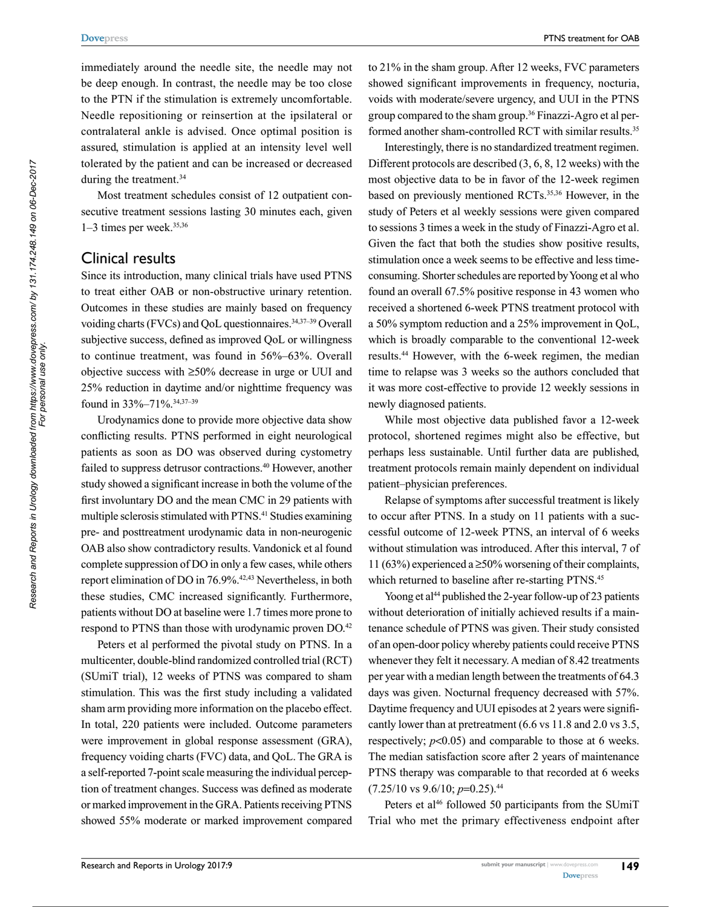immediately around the needle site, the needle may not be deep enough. In contrast, the needle may be too close to the PTN if the stimulation is extremely uncomfortable. Needle repositioning or reinsertion at the ipsilateral or contralateral ankle is advised. Once optimal position is assured, stimulation is applied at an intensity level well tolerated by the patient and can be increased or decreased during the treatment.[34]

Most treatment schedules consist of 12 outpatient consecutive treatment sessions lasting 30 minutes each, given 1–3 times per week.[35,36]

## Clinical results

Since its introduction, many clinical trials have used PTNS to treat either OAB or non-obstructive urinary retention. Outcomes in these studies are mainly based on frequency voiding charts (FVCs) and QoL questionnaires.[34,37–39] Overall subjective success, defined as improved QoL or willingness to continue treatment, was found in 56%–63%. Overall objective success with ≥50% decrease in urge or UUI and 25% reduction in daytime and/or nighttime frequency was found in 33%–71%.[34,37–39]

Urodynamics done to provide more objective data show conflicting results. PTNS performed in eight neurological patients as soon as DO was observed during cystometry failed to suppress detrusor contractions.[40] However, another study showed a significant increase in both the volume of the first involuntary DO and the mean CMC in 29 patients with multiple sclerosis stimulated with PTNS.[41] Studies examining pre- and posttreatment urodynamic data in non-neurogenic OAB also show contradictory results. Vandonick et al found complete suppression of DO in only a few cases, while others report elimination of DO in 76.9%.[42,43] Nevertheless, in both these studies, CMC increased significantly. Furthermore, patients without DO at baseline were 1.7 times more prone to respond to PTNS than those with urodynamic proven DO.[42]

Peters et al performed the pivotal study on PTNS. In a multicenter, double-blind randomized controlled trial (RCT) (SUmiT trial), 12 weeks of PTNS was compared to sham stimulation. This was the first study including a validated sham arm providing more information on the placebo effect. In total, 220 patients were included. Outcome parameters were improvement in global response assessment (GRA), frequency voiding charts (FVC) data, and QoL. The GRA is a self-reported 7-point scale measuring the individual perception of treatment changes. Success was defined as moderate or marked improvement in the GRA. Patients receiving PTNS showed 55% moderate or marked improvement compared to 21% in the sham group. After 12 weeks, FVC parameters showed significant improvements in frequency, nocturia, voids with moderate/severe urgency, and UUI in the PTNS group compared to the sham group.[36] Finazzi-Agro et al performed another sham-controlled RCT with similar results.[35]

Interestingly, there is no standardized treatment regimen. Different protocols are described (3, 6, 8, 12 weeks) with the most objective data to be in favor of the 12-week regimen based on previously mentioned RCTs.[35,36] However, in the study of Peters et al weekly sessions were given compared to sessions 3 times a week in the study of Finazzi-Agro et al. Given the fact that both the studies show positive results, stimulation once a week seems to be effective and less time-consuming. Shorter schedules are reported by Yoong et al who found an overall 67.5% positive response in 43 women who received a shortened 6-week PTNS treatment protocol with a 50% symptom reduction and a 25% improvement in QoL, which is broadly comparable to the conventional 12-week results.[44] However, with the 6-week regimen, the median time to relapse was 3 weeks so the authors concluded that it was more cost-effective to provide 12 weekly sessions in newly diagnosed patients.

While most objective data published favor a 12-week protocol, shortened regimes might also be effective, but perhaps less sustainable. Until further data are published, treatment protocols remain mainly dependent on individual patient–physician preferences.

Relapse of symptoms after successful treatment is likely to occur after PTNS. In a study on 11 patients with a successful outcome of 12-week PTNS, an interval of 6 weeks without stimulation was introduced. After this interval, 7 of 11 (63%) experienced a ≥50% worsening of their complaints, which returned to baseline after re-starting PTNS.[45]

Yoong et al[44] published the 2-year follow-up of 23 patients without deterioration of initially achieved results if a maintenance schedule of PTNS was given. Their study consisted of an open-door policy whereby patients could receive PTNS whenever they felt it necessary. A median of 8.42 treatments per year with a median length between the treatments of 64.3 days was given. Nocturnal frequency decreased with 57%. Daytime frequency and UUI episodes at 2 years were significantly lower than at pretreatment (6.6 vs 11.8 and 2.0 vs 3.5, respectively; $p<0.05$) and comparable to those at 6 weeks. The median satisfaction score after 2 years of maintenance PTNS therapy was comparable to that recorded at 6 weeks (7.25/10 vs 9.6/10; $p=0.25$).[44]

Peters et al[46] followed 50 participants from the SUmiT Trial who met the primary effectiveness endpoint after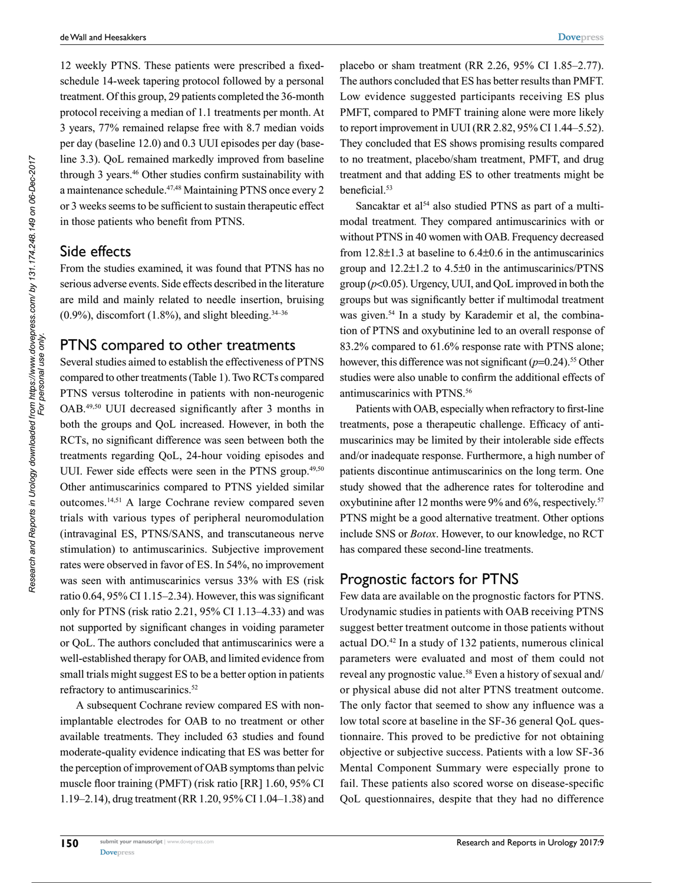12 weekly PTNS. These patients were prescribed a fixed-schedule 14-week tapering protocol followed by a personal treatment. Of this group, 29 patients completed the 36-month protocol receiving a median of 1.1 treatments per month. At 3 years, 77% remained relapse free with 8.7 median voids per day (baseline 12.0) and 0.3 UUI episodes per day (baseline 3.3). QoL remained markedly improved from baseline through 3 years.[46] Other studies confirm sustainability with a maintenance schedule.[47,48] Maintaining PTNS once every 2 or 3 weeks seems to be sufficient to sustain therapeutic effect in those patients who benefit from PTNS.

## Side effects

From the studies examined, it was found that PTNS has no serious adverse events. Side effects described in the literature are mild and mainly related to needle insertion, bruising (0.9%), discomfort (1.8%), and slight bleeding.[34–36]

## PTNS compared to other treatments

Several studies aimed to establish the effectiveness of PTNS compared to other treatments (Table 1). Two RCTs compared PTNS versus tolterodine in patients with non-neurogenic OAB.[49,50] UUI decreased significantly after 3 months in both the groups and QoL increased. However, in both the RCTs, no significant difference was seen between both the treatments regarding QoL, 24-hour voiding episodes and UUI. Fewer side effects were seen in the PTNS group.[49,50] Other antimuscarinics compared to PTNS yielded similar outcomes.[14,51] A large Cochrane review compared seven trials with various types of peripheral neuromodulation (intravaginal ES, PTNS/SANS, and transcutaneous nerve stimulation) to antimuscarinics. Subjective improvement rates were observed in favor of ES. In 54%, no improvement was seen with antimuscarinics versus 33% with ES (risk ratio 0.64, 95% CI 1.15–2.34). However, this was significant only for PTNS (risk ratio 2.21, 95% CI 1.13–4.33) and was not supported by significant changes in voiding parameter or QoL. The authors concluded that antimuscarinics were a well-established therapy for OAB, and limited evidence from small trials might suggest ES to be a better option in patients refractory to antimuscarinics.[52]

A subsequent Cochrane review compared ES with non-implantable electrodes for OAB to no treatment or other available treatments. They included 63 studies and found moderate-quality evidence indicating that ES was better for the perception of improvement of OAB symptoms than pelvic muscle floor training (PMFT) (risk ratio [RR] 1.60, 95% CI 1.19–2.14), drug treatment (RR 1.20, 95% CI 1.04–1.38) and placebo or sham treatment (RR 2.26, 95% CI 1.85–2.77). The authors concluded that ES has better results than PMFT. Low evidence suggested participants receiving ES plus PMFT, compared to PMFT training alone were more likely to report improvement in UUI (RR 2.82, 95% CI 1.44–5.52). They concluded that ES shows promising results compared to no treatment, placebo/sham treatment, PMFT, and drug treatment and that adding ES to other treatments might be beneficial.[53]

Sancaktar et al[54] also studied PTNS as part of a multimodal treatment. They compared antimuscarinics with or without PTNS in 40 women with OAB. Frequency decreased from 12.8±1.3 at baseline to 6.4±0.6 in the antimuscarinics group and 12.2±1.2 to 4.5±0 in the antimuscarinics/PTNS group ($p<0.05$). Urgency, UUI, and QoL improved in both the groups but was significantly better if multimodal treatment was given.[54] In a study by Karademir et al, the combination of PTNS and oxybutinine led to an overall response of 83.2% compared to 61.6% response rate with PTNS alone; however, this difference was not significant ($p=0.24$).[55] Other studies were also unable to confirm the additional effects of antimuscarinics with PTNS.[56]

Patients with OAB, especially when refractory to first-line treatments, pose a therapeutic challenge. Efficacy of antimuscarinics may be limited by their intolerable side effects and/or inadequate response. Furthermore, a high number of patients discontinue antimuscarinics on the long term. One study showed that the adherence rates for tolterodine and oxybutinine after 12 months were 9% and 6%, respectively.[57] PTNS might be a good alternative treatment. Other options include SNS or *Botox*. However, to our knowledge, no RCT has compared these second-line treatments.

## Prognostic factors for PTNS

Few data are available on the prognostic factors for PTNS. Urodynamic studies in patients with OAB receiving PTNS suggest better treatment outcome in those patients without actual DO.[42] In a study of 132 patients, numerous clinical parameters were evaluated and most of them could not reveal any prognostic value.[58] Even a history of sexual and/or physical abuse did not alter PTNS treatment outcome. The only factor that seemed to show any influence was a low total score at baseline in the SF-36 general QoL questionnaire. This proved to be predictive for not obtaining objective or subjective success. Patients with a low SF-36 Mental Component Summary were especially prone to fail. These patients also scored worse on disease-specific QoL questionnaires, despite that they had no difference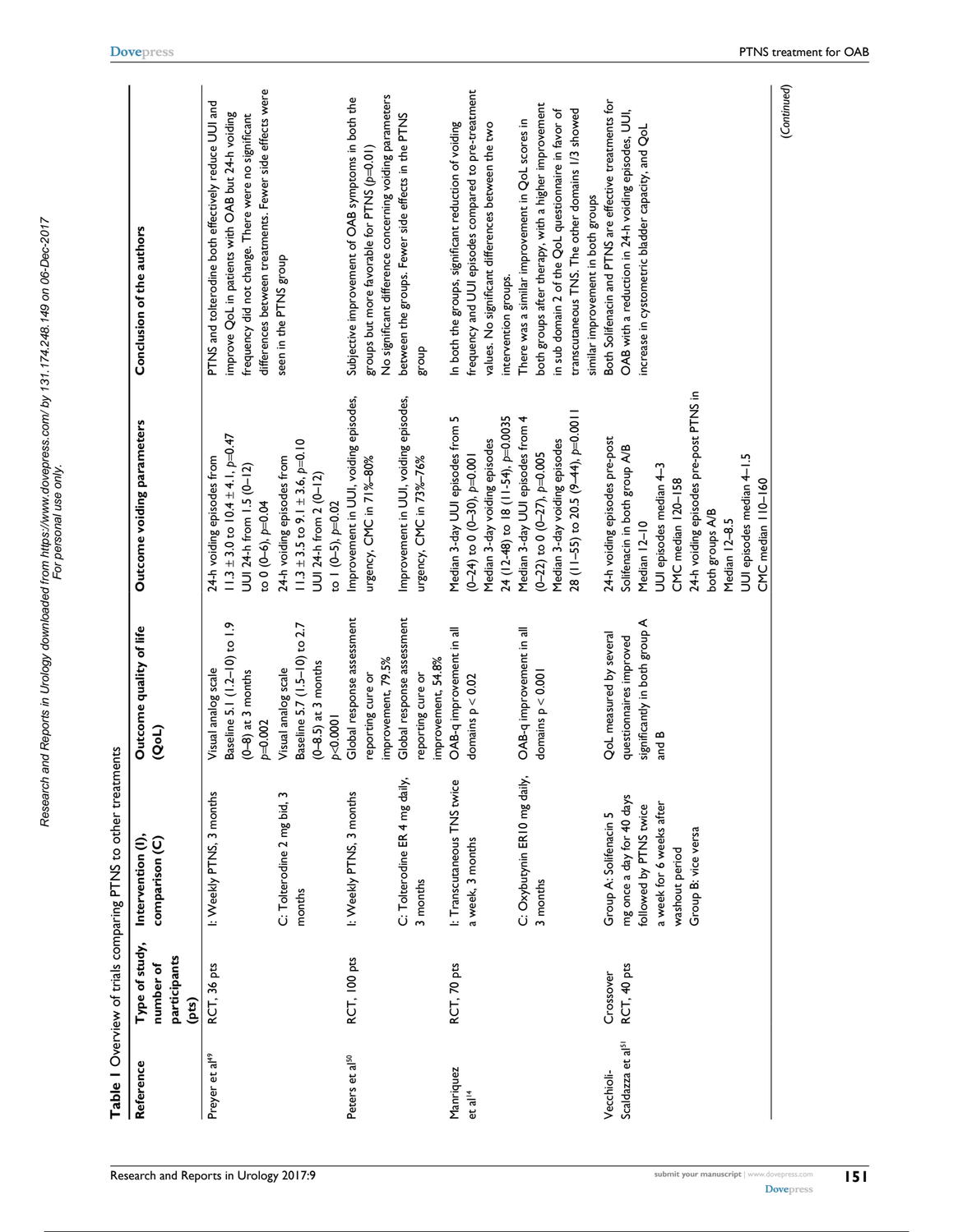**Table 1** Overview of trials comparing PTNS to other treatments

| Reference | Type of study, number of participants (pts) | Intervention (I), comparison (C) | Outcome quality of life (QoL) | Outcome voiding parameters | Conclusion of the authors |
|---|---|---|---|---|---|
| Preyer et al[49] | RCT, 36 pts | I: Weekly PTNS, 3 months | Visual analog scale Baseline 5.1 (1.2–10) to 1.9 (0–8) at 3 months $p$=0.002 | 24-h voiding episodes from 11.3 ± 3.0 to 10.4 ± 4.1, $p$=0.47 UUI 24-h from 1.5 (0–12) to 0 (0–6), $p$=0.04 | PTNS and tolterodine both effectively reduce UUI and improve QoL in patients with OAB but 24-h voiding frequency did not change. There were no significant differences between treatments. Fewer side effects were seen in the PTNS group |
| | | C: Tolterodine 2 mg bid, 3 months | Visual analog scale Baseline 5.7 (1.5–10) to 2.7 (0–8.5) at 3 months $p$<0.0001 | 24-h voiding episodes from 11.3 ± 3.5 to 9.1 ± 3.6, $p$=0.10 UUI 24-h from 2 (0–12) to 1 (0–5), $p$=0.02 | |
| Peters et al[50] | RCT, 100 pts | I: Weekly PTNS, 3 months | Global response assessment reporting cure or improvement, 79.5% | Improvement in UUI, voiding episodes, urgency, CMC in 71%–80% | Subjective improvement of OAB symptoms in both the groups but more favorable for PTNS ($p$=0.01) No significant difference concerning voiding parameters between the groups. Fewer side effects in the PTNS group |
| | | C: Tolterodine ER 4 mg daily, 3 months | Global response assessment reporting cure or improvement, 54.8% | Improvement in UUI, voiding episodes, urgency, CMC in 73%–76% | |
| Manriquez et al[14] | RCT, 70 pts | I: Transcutaneous TNS twice a week, 3 months | OAB-q improvement in all domains p < 0.02 | Median 3-day UUI episodes from 5 (0–24) to 0 (0–30), $p$=0.001 Median 3-day voiding episodes 24 (12–48) to 18 (11–54), $p$=0.0035 | In both the groups, significant reduction of voiding frequency and UUI episodes compared to pre-treatment values. No significant differences between the two intervention groups. There was a similar improvement in QoL scores in both groups after therapy, with a higher improvement in sub domain 2 of the QoL questionnaire in favor of transcutaneous TNS. The other domains 1/3 showed similar improvement in both groups |
| | | C: Oxybutynin ER10 mg daily, 3 months | OAB-q improvement in all domains p < 0.001 | Median 3-day UUI episodes from 4 (0–22) to 0 (0–27), $p$=0.005 Median 3-day voiding episodes 28 (11–55) to 20.5 (9–44), $p$=0.0011 | |
| Vecchioli-Scaldazza et al[51] | Crossover RCT, 40 pts | Group A: Solifenacin 5 mg once a day for 40 days followed by PTNS twice a week for 6 weeks after washout period Group B: vice versa | QoL measured by several questionnaires improved significantly in both group A and B | 24-h voiding episodes pre-post Solifenacin in both group A/B Median 12–10 UUI episodes median 4–3 CMC median 120–158 24-h voiding episodes pre-post PTNS in both groups A/B Median 12–8.5 UUI episodes median 4–1.5 CMC median 110–160 | Both Solifenacin and PTNS are effective treatments for OAB with a reduction in 24-h voiding episodes, UUI, increase in cystometric bladder capacity, and QoL |

(Continued)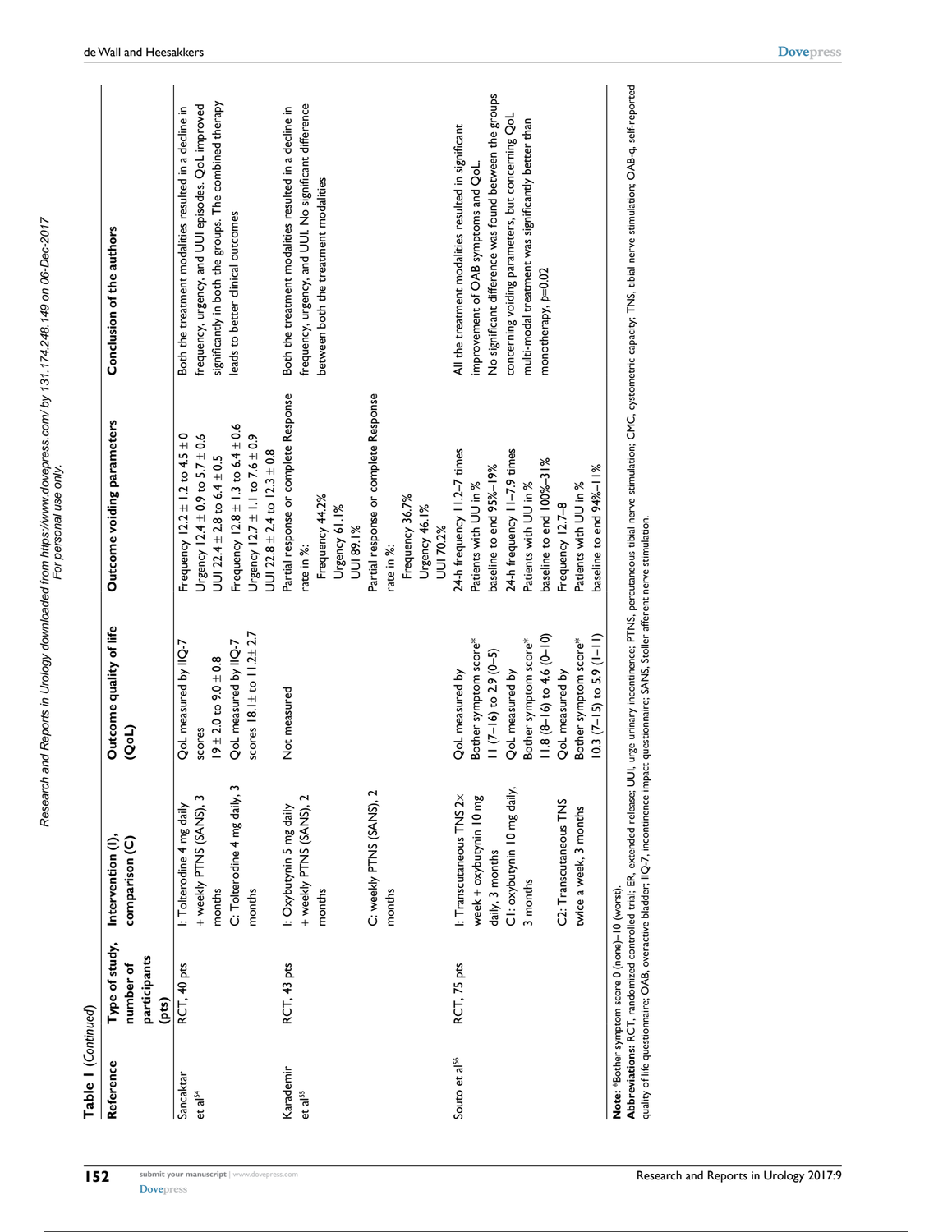**Table 1** (*Continued*)

| Reference | Type of study, number of participants (pts) | Intervention (I), comparison (C) | Outcome quality of life (QoL) | Outcome voiding parameters | Conclusion of the authors |
|---|---|---|---|---|---|
| Sancaktar et al[54] | RCT, 40 pts | I: Tolterodine 4 mg daily + weekly PTNS (SANS), 3 months<br>C: Tolterodine 4 mg daily, 3 months | QoL measured by IIQ-7 scores<br>19 ± 2.0 to 9.0 ± 0.8<br>QoL measured by IIQ-7 scores 18.1± to 11.2± 2.7 | Frequency 12.2 ± 1.2 to 4.5 ± 0<br>Urgency 12.4 ± 0.9 to 5.7 ± 0.6<br>UUI 22.4 ± 2.8 to 6.4 ± 0.5<br>Frequency 12.8 ± 1.3 to 6.4 ± 0.6<br>Urgency 12.7 ± 1.1 to 7.6 ± 0.9<br>UUI 22.8 ± 2.4 to 12.3 ± 0.8 | Both the treatment modalities resulted in a decline in frequency, urgency, and UUI episodes. QoL improved significantly in both the groups. The combined therapy leads to better clinical outcomes |
| Karademir et al[55] | RCT, 43 pts | I: Oxybutynin 5 mg daily + weekly PTNS (SANS), 2 months<br>C: weekly PTNS (SANS), 2 months | Not measured | Partial response or complete Response rate in %:<br>Frequency 44.2%<br>Urgency 61.1%<br>UUI 89.1%<br>Partial response or complete Response rate in %:<br>Frequency 36.7%<br>Urgency 46.1%<br>UUI 70.2% | Both the treatment modalities resulted in a decline in frequency, urgency, and UUI. No significant difference between both the treatment modalities |
| Souto et al[56] | RCT, 75 pts | I: Transcutaneous TNS 2× week + oxybutynin 10 mg daily, 3 months<br>C1: oxybutynin 10 mg daily, 3 months<br>C2: Transcutaneous TNS twice a week, 3 months | QoL measured by Bother symptom score*<br>11 (7–16) to 2.9 (0–5)<br>QoL measured by Bother symptom score*<br>11.8 (8–16) to 4.6 (0–10)<br>QoL measured by Bother symptom score*<br>10.3 (7–15) to 5.9 (1–11) | 24-h frequency 11.2–7 times<br>Patients with UU in %<br>baseline to end 95%–19%<br>24-h frequency 11–7.9 times<br>Patients with UU in %<br>baseline to end 100%–31%<br>Frequency 12.7–8<br>Patients with UU in %<br>baseline to end 94%–11% | All the treatment modalities resulted in significant improvement of OAB symptoms and QoL.<br>No significant difference was found between the groups concerning voiding parameters, but concerning QoL multi-modal treatment was significantly better than monotherapy, $p$=0.02 |

**Note:** *Bother symptom score 0 (none)–10 (worst).
**Abbreviations:** RCT, randomized controlled trial; ER, extended release; UUI, urge urinary incontinence; PTNS, percutaneous tibial nerve stimulation; CMC, cystometric capacity; TNS, tibial nerve stimulation; OAB-q, self-reported quality of life questionnaire; OAB, overactive bladder; IIQ-7, incontinence impact questionnaire; SANS, Stoller afferent nerve stimulation.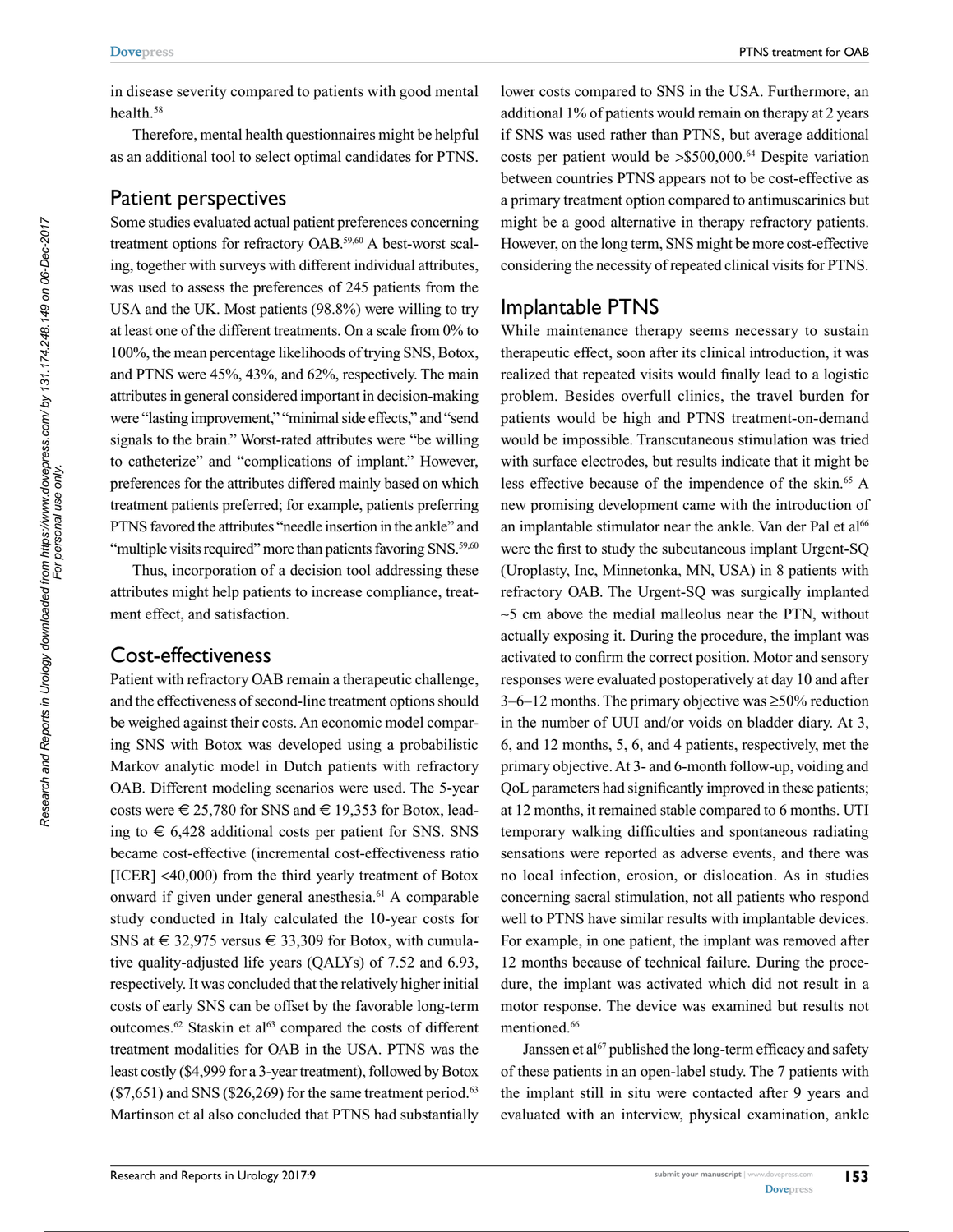in disease severity compared to patients with good mental health.[58]

Therefore, mental health questionnaires might be helpful as an additional tool to select optimal candidates for PTNS.

## Patient perspectives

Some studies evaluated actual patient preferences concerning treatment options for refractory OAB.[59,60] A best-worst scaling, together with surveys with different individual attributes, was used to assess the preferences of 245 patients from the USA and the UK. Most patients (98.8%) were willing to try at least one of the different treatments. On a scale from 0% to 100%, the mean percentage likelihoods of trying SNS, Botox, and PTNS were 45%, 43%, and 62%, respectively. The main attributes in general considered important in decision-making were "lasting improvement," "minimal side effects," and "send signals to the brain." Worst-rated attributes were "be willing to catheterize" and "complications of implant." However, preferences for the attributes differed mainly based on which treatment patients preferred; for example, patients preferring PTNS favored the attributes "needle insertion in the ankle" and "multiple visits required" more than patients favoring SNS.[59,60]

Thus, incorporation of a decision tool addressing these attributes might help patients to increase compliance, treatment effect, and satisfaction.

## Cost-effectiveness

Patient with refractory OAB remain a therapeutic challenge, and the effectiveness of second-line treatment options should be weighed against their costs. An economic model comparing SNS with Botox was developed using a probabilistic Markov analytic model in Dutch patients with refractory OAB. Different modeling scenarios were used. The 5-year costs were € 25,780 for SNS and € 19,353 for Botox, leading to € 6,428 additional costs per patient for SNS. SNS became cost-effective (incremental cost-effectiveness ratio [ICER] <40,000) from the third yearly treatment of Botox onward if given under general anesthesia.[61] A comparable study conducted in Italy calculated the 10-year costs for SNS at € 32,975 versus € 33,309 for Botox, with cumulative quality-adjusted life years (QALYs) of 7.52 and 6.93, respectively. It was concluded that the relatively higher initial costs of early SNS can be offset by the favorable long-term outcomes.[62] Staskin et al[63] compared the costs of different treatment modalities for OAB in the USA. PTNS was the least costly ($4,999 for a 3-year treatment), followed by Botox ($7,651) and SNS ($26,269) for the same treatment period.[63] Martinson et al also concluded that PTNS had substantially lower costs compared to SNS in the USA. Furthermore, an additional 1% of patients would remain on therapy at 2 years if SNS was used rather than PTNS, but average additional costs per patient would be >$500,000.[64] Despite variation between countries PTNS appears not to be cost-effective as a primary treatment option compared to antimuscarinics but might be a good alternative in therapy refractory patients. However, on the long term, SNS might be more cost-effective considering the necessity of repeated clinical visits for PTNS.

## Implantable PTNS

While maintenance therapy seems necessary to sustain therapeutic effect, soon after its clinical introduction, it was realized that repeated visits would finally lead to a logistic problem. Besides overfull clinics, the travel burden for patients would be high and PTNS treatment-on-demand would be impossible. Transcutaneous stimulation was tried with surface electrodes, but results indicate that it might be less effective because of the impendence of the skin.[65] A new promising development came with the introduction of an implantable stimulator near the ankle. Van der Pal et al[66] were the first to study the subcutaneous implant Urgent-SQ (Uroplasty, Inc, Minnetonka, MN, USA) in 8 patients with refractory OAB. The Urgent-SQ was surgically implanted ~5 cm above the medial malleolus near the PTN, without actually exposing it. During the procedure, the implant was activated to confirm the correct position. Motor and sensory responses were evaluated postoperatively at day 10 and after 3–6–12 months. The primary objective was ≥50% reduction in the number of UUI and/or voids on bladder diary. At 3, 6, and 12 months, 5, 6, and 4 patients, respectively, met the primary objective. At 3- and 6-month follow-up, voiding and QoL parameters had significantly improved in these patients; at 12 months, it remained stable compared to 6 months. UTI temporary walking difficulties and spontaneous radiating sensations were reported as adverse events, and there was no local infection, erosion, or dislocation. As in studies concerning sacral stimulation, not all patients who respond well to PTNS have similar results with implantable devices. For example, in one patient, the implant was removed after 12 months because of technical failure. During the procedure, the implant was activated which did not result in a motor response. The device was examined but results not mentioned.[66]

Janssen et al[67] published the long-term efficacy and safety of these patients in an open-label study. The 7 patients with the implant still in situ were contacted after 9 years and evaluated with an interview, physical examination, ankle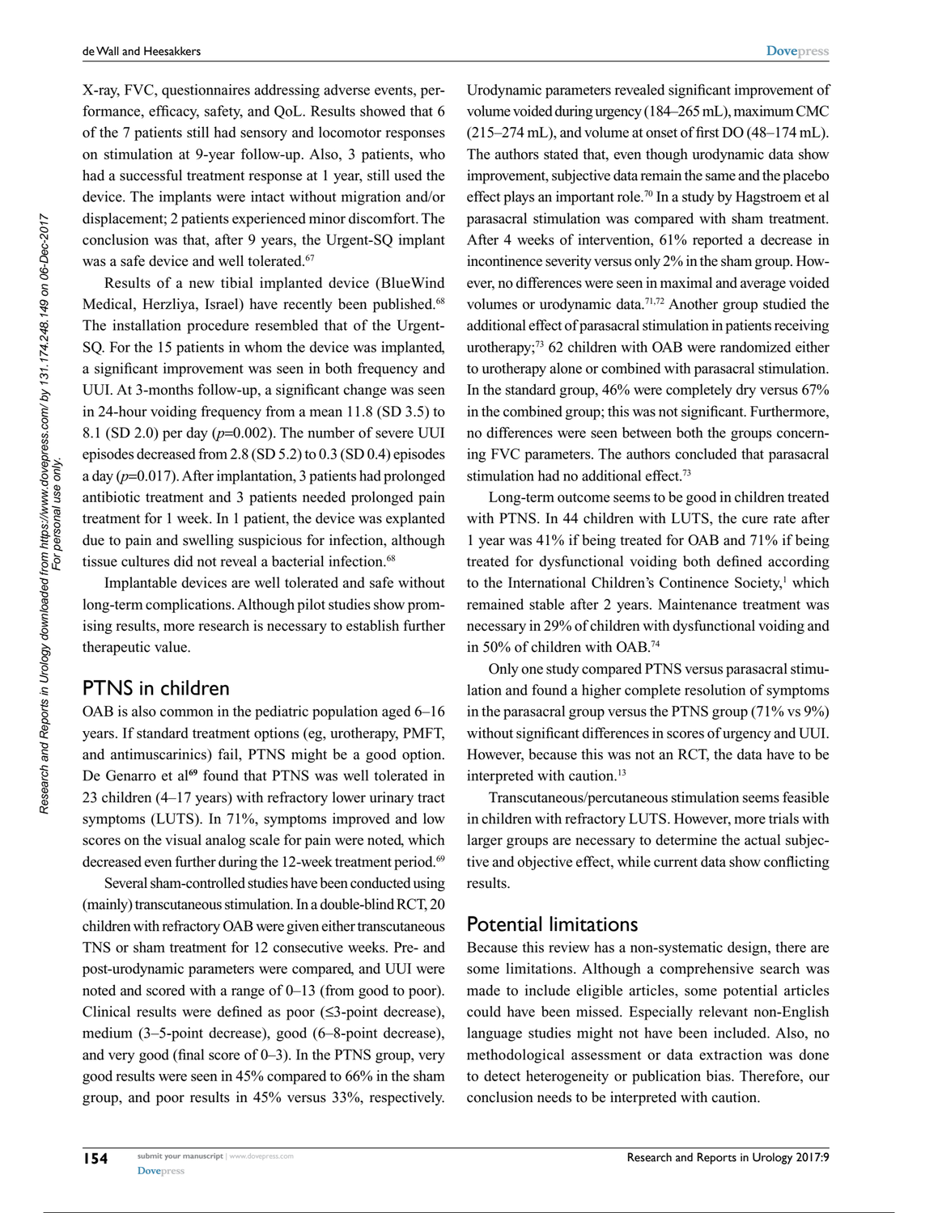X-ray, FVC, questionnaires addressing adverse events, performance, efficacy, safety, and QoL. Results showed that 6 of the 7 patients still had sensory and locomotor responses on stimulation at 9-year follow-up. Also, 3 patients, who had a successful treatment response at 1 year, still used the device. The implants were intact without migration and/or displacement; 2 patients experienced minor discomfort. The conclusion was that, after 9 years, the Urgent-SQ implant was a safe device and well tolerated.[67]

Results of a new tibial implanted device (BlueWind Medical, Herzliya, Israel) have recently been published.[68] The installation procedure resembled that of the Urgent-SQ. For the 15 patients in whom the device was implanted, a significant improvement was seen in both frequency and UUI. At 3-months follow-up, a significant change was seen in 24-hour voiding frequency from a mean 11.8 (SD 3.5) to 8.1 (SD 2.0) per day ($p$=0.002). The number of severe UUI episodes decreased from 2.8 (SD 5.2) to 0.3 (SD 0.4) episodes a day ($p$=0.017). After implantation, 3 patients had prolonged antibiotic treatment and 3 patients needed prolonged pain treatment for 1 week. In 1 patient, the device was explanted due to pain and swelling suspicious for infection, although tissue cultures did not reveal a bacterial infection.[68]

Implantable devices are well tolerated and safe without long-term complications. Although pilot studies show promising results, more research is necessary to establish further therapeutic value.

## PTNS in children

OAB is also common in the pediatric population aged 6–16 years. If standard treatment options (eg, urotherapy, PMFT, and antimuscarinics) fail, PTNS might be a good option. De Genarro et al[69] found that PTNS was well tolerated in 23 children (4–17 years) with refractory lower urinary tract symptoms (LUTS). In 71%, symptoms improved and low scores on the visual analog scale for pain were noted, which decreased even further during the 12-week treatment period.[69]

Several sham-controlled studies have been conducted using (mainly) transcutaneous stimulation. In a double-blind RCT, 20 children with refractory OAB were given either transcutaneous TNS or sham treatment for 12 consecutive weeks. Pre- and post-urodynamic parameters were compared, and UUI were noted and scored with a range of 0–13 (from good to poor). Clinical results were defined as poor (≤3-point decrease), medium (3–5-point decrease), good (6–8-point decrease), and very good (final score of 0–3). In the PTNS group, very good results were seen in 45% compared to 66% in the sham group, and poor results in 45% versus 33%, respectively. Urodynamic parameters revealed significant improvement of volume voided during urgency (184–265 mL), maximum CMC (215–274 mL), and volume at onset of first DO (48–174 mL). The authors stated that, even though urodynamic data show improvement, subjective data remain the same and the placebo effect plays an important role.[70] In a study by Hagstroem et al parasacral stimulation was compared with sham treatment. After 4 weeks of intervention, 61% reported a decrease in incontinence severity versus only 2% in the sham group. However, no differences were seen in maximal and average voided volumes or urodynamic data.[71,72] Another group studied the additional effect of parasacral stimulation in patients receiving urotherapy;[73] 62 children with OAB were randomized either to urotherapy alone or combined with parasacral stimulation. In the standard group, 46% were completely dry versus 67% in the combined group; this was not significant. Furthermore, no differences were seen between both the groups concerning FVC parameters. The authors concluded that parasacral stimulation had no additional effect.[73]

Long-term outcome seems to be good in children treated with PTNS. In 44 children with LUTS, the cure rate after 1 year was 41% if being treated for OAB and 71% if being treated for dysfunctional voiding both defined according to the International Children's Continence Society,[1] which remained stable after 2 years. Maintenance treatment was necessary in 29% of children with dysfunctional voiding and in 50% of children with OAB.[74]

Only one study compared PTNS versus parasacral stimulation and found a higher complete resolution of symptoms in the parasacral group versus the PTNS group (71% vs 9%) without significant differences in scores of urgency and UUI. However, because this was not an RCT, the data have to be interpreted with caution.[13]

Transcutaneous/percutaneous stimulation seems feasible in children with refractory LUTS. However, more trials with larger groups are necessary to determine the actual subjective and objective effect, while current data show conflicting results.

## Potential limitations

Because this review has a non-systematic design, there are some limitations. Although a comprehensive search was made to include eligible articles, some potential articles could have been missed. Especially relevant non-English language studies might not have been included. Also, no methodological assessment or data extraction was done to detect heterogeneity or publication bias. Therefore, our conclusion needs to be interpreted with caution.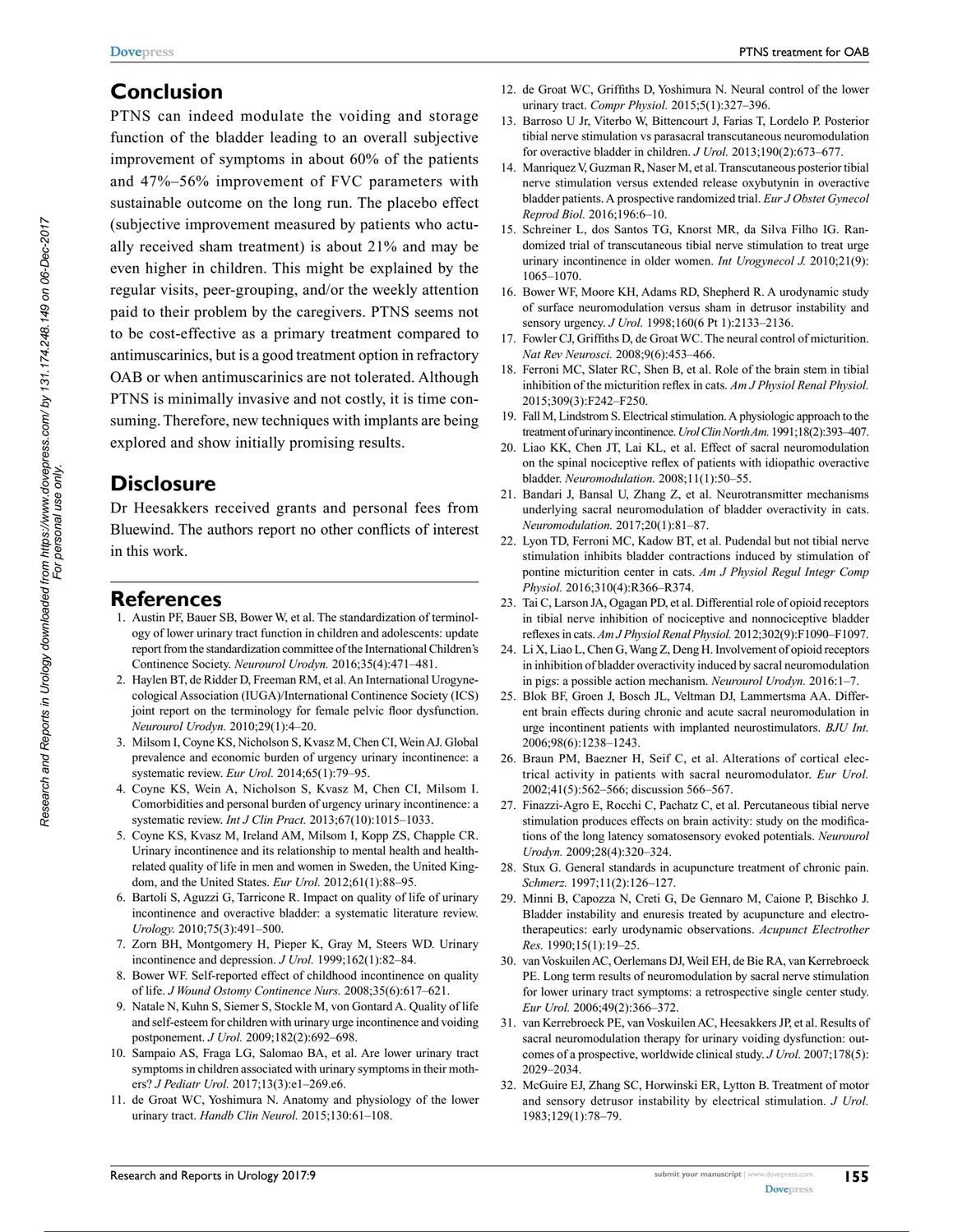## Conclusion

PTNS can indeed modulate the voiding and storage function of the bladder leading to an overall subjective improvement of symptoms in about 60% of the patients and 47%–56% improvement of FVC parameters with sustainable outcome on the long run. The placebo effect (subjective improvement measured by patients who actually received sham treatment) is about 21% and may be even higher in children. This might be explained by the regular visits, peer-grouping, and/or the weekly attention paid to their problem by the caregivers. PTNS seems not to be cost-effective as a primary treatment compared to antimuscarinics, but is a good treatment option in refractory OAB or when antimuscarinics are not tolerated. Although PTNS is minimally invasive and not costly, it is time consuming. Therefore, new techniques with implants are being explored and show initially promising results.

## Disclosure

Dr Heesakkers received grants and personal fees from Bluewind. The authors report no other conflicts of interest in this work.

## References

1. Austin PF, Bauer SB, Bower W, et al. The standardization of terminology of lower urinary tract function in children and adolescents: update report from the standardization committee of the International Children's Continence Society. *Neurourol Urodyn.* 2016;35(4):471–481.
2. Haylen BT, de Ridder D, Freeman RM, et al. An International Urogynecological Association (IUGA)/International Continence Society (ICS) joint report on the terminology for female pelvic floor dysfunction. *Neurourol Urodyn.* 2010;29(1):4–20.
3. Milsom I, Coyne KS, Nicholson S, Kvasz M, Chen CI, Wein AJ. Global prevalence and economic burden of urgency urinary incontinence: a systematic review. *Eur Urol.* 2014;65(1):79–95.
4. Coyne KS, Wein A, Nicholson S, Kvasz M, Chen CI, Milsom I. Comorbidities and personal burden of urgency urinary incontinence: a systematic review. *Int J Clin Pract.* 2013;67(10):1015–1033.
5. Coyne KS, Kvasz M, Ireland AM, Milsom I, Kopp ZS, Chapple CR. Urinary incontinence and its relationship to mental health and health-related quality of life in men and women in Sweden, the United Kingdom, and the United States. *Eur Urol.* 2012;61(1):88–95.
6. Bartoli S, Aguzzi G, Tarricone R. Impact on quality of life of urinary incontinence and overactive bladder: a systematic literature review. *Urology.* 2010;75(3):491–500.
7. Zorn BH, Montgomery H, Pieper K, Gray M, Steers WD. Urinary incontinence and depression. *J Urol.* 1999;162(1):82–84.
8. Bower WF. Self-reported effect of childhood incontinence on quality of life. *J Wound Ostomy Continence Nurs.* 2008;35(6):617–621.
9. Natale N, Kuhn S, Siemer S, Stockle M, von Gontard A. Quality of life and self-esteem for children with urinary urge incontinence and voiding postponement. *J Urol.* 2009;182(2):692–698.
10. Sampaio AS, Fraga LG, Salomao BA, et al. Are lower urinary tract symptoms in children associated with urinary symptoms in their mothers? *J Pediatr Urol.* 2017;13(3):e1–269.e6.
11. de Groat WC, Yoshimura N. Anatomy and physiology of the lower urinary tract. *Handb Clin Neurol.* 2015;130:61–108.
12. de Groat WC, Griffiths D, Yoshimura N. Neural control of the lower urinary tract. *Compr Physiol.* 2015;5(1):327–396.
13. Barroso U Jr, Viterbo W, Bittencourt J, Farias T, Lordelo P. Posterior tibial nerve stimulation vs parasacral transcutaneous neuromodulation for overactive bladder in children. *J Urol.* 2013;190(2):673–677.
14. Manriquez V, Guzman R, Naser M, et al. Transcutaneous posterior tibial nerve stimulation versus extended release oxybutynin in overactive bladder patients. A prospective randomized trial. *Eur J Obstet Gynecol Reprod Biol.* 2016;196:6–10.
15. Schreiner L, dos Santos TG, Knorst MR, da Silva Filho IG. Randomized trial of transcutaneous tibial nerve stimulation to treat urge urinary incontinence in older women. *Int Urogynecol J.* 2010;21(9):1065–1070.
16. Bower WF, Moore KH, Adams RD, Shepherd R. A urodynamic study of surface neuromodulation versus sham in detrusor instability and sensory urgency. *J Urol.* 1998;160(6 Pt 1):2133–2136.
17. Fowler CJ, Griffiths D, de Groat WC. The neural control of micturition. *Nat Rev Neurosci.* 2008;9(6):453–466.
18. Ferroni MC, Slater RC, Shen B, et al. Role of the brain stem in tibial inhibition of the micturition reflex in cats. *Am J Physiol Renal Physiol.* 2015;309(3):F242–F250.
19. Fall M, Lindstrom S. Electrical stimulation. A physiologic approach to the treatment of urinary incontinence. *Urol Clin North Am.* 1991;18(2):393–407.
20. Liao KK, Chen JT, Lai KL, et al. Effect of sacral neuromodulation on the spinal nociceptive reflex of patients with idiopathic overactive bladder. *Neuromodulation.* 2008;11(1):50–55.
21. Bandari J, Bansal U, Zhang Z, et al. Neurotransmitter mechanisms underlying sacral neuromodulation of bladder overactivity in cats. *Neuromodulation.* 2017;20(1):81–87.
22. Lyon TD, Ferroni MC, Kadow BT, et al. Pudendal but not tibial nerve stimulation inhibits bladder contractions induced by stimulation of pontine micturition center in cats. *Am J Physiol Regul Integr Comp Physiol.* 2016;310(4):R366–R374.
23. Tai C, Larson JA, Ogagan PD, et al. Differential role of opioid receptors in tibial nerve inhibition of nociceptive and nonnociceptive bladder reflexes in cats. *Am J Physiol Renal Physiol.* 2012;302(9):F1090–F1097.
24. Li X, Liao L, Chen G, Wang Z, Deng H. Involvement of opioid receptors in inhibition of bladder overactivity induced by sacral neuromodulation in pigs: a possible action mechanism. *Neurourol Urodyn.* 2016:1–7.
25. Blok BF, Groen J, Bosch JL, Veltman DJ, Lammertsma AA. Different brain effects during chronic and acute sacral neuromodulation in urge incontinent patients with implanted neurostimulators. *BJU Int.* 2006;98(6):1238–1243.
26. Braun PM, Baezner H, Seif C, et al. Alterations of cortical electrical activity in patients with sacral neuromodulator. *Eur Urol.* 2002;41(5):562–566; discussion 566–567.
27. Finazzi-Agro E, Rocchi C, Pachatz C, et al. Percutaneous tibial nerve stimulation produces effects on brain activity: study on the modifications of the long latency somatosensory evoked potentials. *Neurourol Urodyn.* 2009;28(4):320–324.
28. Stux G. General standards in acupuncture treatment of chronic pain. *Schmerz.* 1997;11(2):126–127.
29. Minni B, Capozza N, Creti G, De Gennaro M, Caione P, Bischko J. Bladder instability and enuresis treated by acupuncture and electrotherapeutics: early urodynamic observations. *Acupunct Electrother Res.* 1990;15(1):19–25.
30. van Voskuilen AC, Oerlemans DJ, Weil EH, de Bie RA, van Kerrebroeck PE. Long term results of neuromodulation by sacral nerve stimulation for lower urinary tract symptoms: a retrospective single center study. *Eur Urol.* 2006;49(2):366–372.
31. van Kerrebroeck PE, van Voskuilen AC, Heesakkers JP, et al. Results of sacral neuromodulation therapy for urinary voiding dysfunction: outcomes of a prospective, worldwide clinical study. *J Urol.* 2007;178(5):2029–2034.
32. McGuire EJ, Zhang SC, Horwinski ER, Lytton B. Treatment of motor and sensory detrusor instability by electrical stimulation. *J Urol.* 1983;129(1):78–79.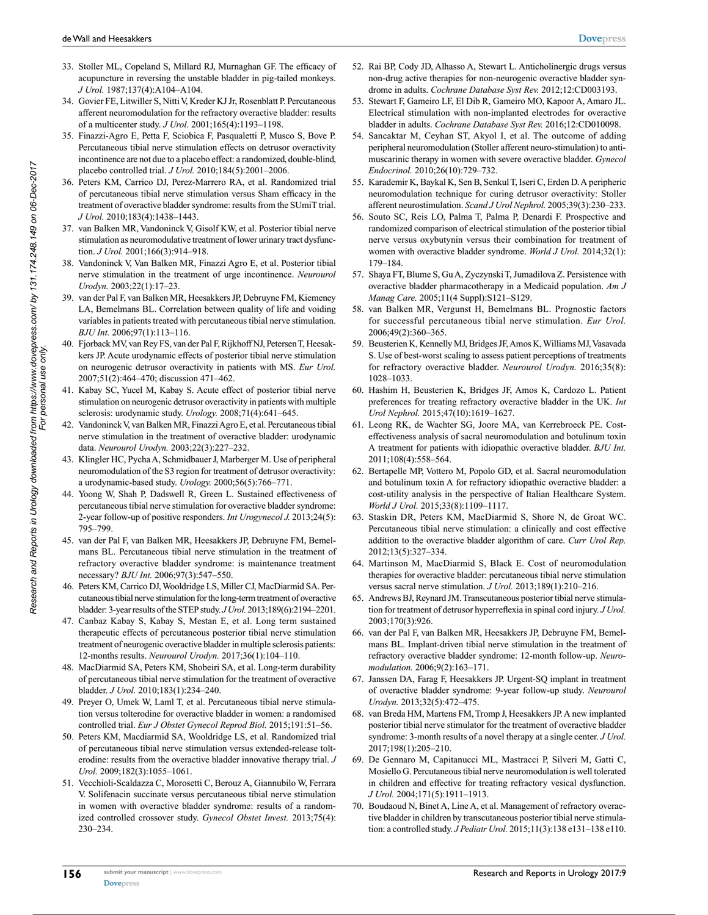33. Stoller ML, Copeland S, Millard RJ, Murnaghan GF. The efficacy of acupuncture in reversing the unstable bladder in pig-tailed monkeys. *J Urol.* 1987;137(4):A104–A104.
34. Govier FE, Litwiller S, Nitti V, Kreder KJ Jr, Rosenblatt P. Percutaneous afferent neuromodulation for the refractory overactive bladder: results of a multicenter study. *J Urol.* 2001;165(4):1193–1198.
35. Finazzi-Agro E, Petta F, Sciobica F, Pasqualetti P, Musco S, Bove P. Percutaneous tibial nerve stimulation effects on detrusor overactivity incontinence are not due to a placebo effect: a randomized, double-blind, placebo controlled trial. *J Urol.* 2010;184(5):2001–2006.
36. Peters KM, Carrico DJ, Perez-Marrero RA, et al. Randomized trial of percutaneous tibial nerve stimulation versus Sham efficacy in the treatment of overactive bladder syndrome: results from the SUmiT trial. *J Urol.* 2010;183(4):1438–1443.
37. van Balken MR, Vandoninck V, Gisolf KW, et al. Posterior tibial nerve stimulation as neuromodulative treatment of lower urinary tract dysfunction. *J Urol.* 2001;166(3):914–918.
38. Vandoninck V, Van Balken MR, Finazzi Agro E, et al. Posterior tibial nerve stimulation in the treatment of urge incontinence. *Neurourol Urodyn.* 2003;22(1):17–23.
39. van der Pal F, van Balken MR, Heesakkers JP, Debruyne FM, Kiemeney LA, Bemelmans BL. Correlation between quality of life and voiding variables in patients treated with percutaneous tibial nerve stimulation. *BJU Int.* 2006;97(1):113–116.
40. Fjorback MV, van Rey FS, van der Pal F, Rijkhoff NJ, Petersen T, Heesakkers JP. Acute urodynamic effects of posterior tibial nerve stimulation on neurogenic detrusor overactivity in patients with MS. *Eur Urol.* 2007;51(2):464–470; discussion 471–462.
41. Kabay SC, Yucel M, Kabay S. Acute effect of posterior tibial nerve stimulation on neurogenic detrusor overactivity in patients with multiple sclerosis: urodynamic study. *Urology.* 2008;71(4):641–645.
42. Vandoninck V, van Balken MR, Finazzi Agro E, et al. Percutaneous tibial nerve stimulation in the treatment of overactive bladder: urodynamic data. *Neurourol Urodyn.* 2003;22(3):227–232.
43. Klingler HC, Pycha A, Schmidbauer J, Marberger M. Use of peripheral neuromodulation of the S3 region for treatment of detrusor overactivity: a urodynamic-based study. *Urology.* 2000;56(5):766–771.
44. Yoong W, Shah P, Dadswell R, Green L. Sustained effectiveness of percutaneous tibial nerve stimulation for overactive bladder syndrome: 2-year follow-up of positive responders. *Int Urogynecol J.* 2013;24(5): 795–799.
45. van der Pal F, van Balken MR, Heesakkers JP, Debruyne FM, Bemelmans BL. Percutaneous tibial nerve stimulation in the treatment of refractory overactive bladder syndrome: is maintenance treatment necessary? *BJU Int.* 2006;97(3):547–550.
46. Peters KM, Carrico DJ, Wooldridge LS, Miller CJ, MacDiarmid SA. Percutaneous tibial nerve stimulation for the long-term treatment of overactive bladder: 3-year results of the STEP study. *J Urol.* 2013;189(6):2194–2201.
47. Canbaz Kabay S, Kabay S, Mestan E, et al. Long term sustained therapeutic effects of percutaneous posterior tibial nerve stimulation treatment of neurogenic overactive bladder in multiple sclerosis patients: 12-months results. *Neurourol Urodyn.* 2017;36(1):104–110.
48. MacDiarmid SA, Peters KM, Shobeiri SA, et al. Long-term durability of percutaneous tibial nerve stimulation for the treatment of overactive bladder. *J Urol.* 2010;183(1):234–240.
49. Preyer O, Umek W, Laml T, et al. Percutaneous tibial nerve stimulation versus tolterodine for overactive bladder in women: a randomised controlled trial. *Eur J Obstet Gynecol Reprod Biol.* 2015;191:51–56.
50. Peters KM, Macdiarmid SA, Wooldridge LS, et al. Randomized trial of percutaneous tibial nerve stimulation versus extended-release tolterodine: results from the overactive bladder innovative therapy trial. *J Urol.* 2009;182(3):1055–1061.
51. Vecchioli-Scaldazza C, Morosetti C, Berouz A, Giannubilo W, Ferrara V. Solifenacin succinate versus percutaneous tibial nerve stimulation in women with overactive bladder syndrome: results of a randomized controlled crossover study. *Gynecol Obstet Invest.* 2013;75(4): 230–234.
52. Rai BP, Cody JD, Alhasso A, Stewart L. Anticholinergic drugs versus non-drug active therapies for non-neurogenic overactive bladder syndrome in adults. *Cochrane Database Syst Rev.* 2012;12:CD003193.
53. Stewart F, Gameiro LF, El Dib R, Gameiro MO, Kapoor A, Amaro JL. Electrical stimulation with non-implanted electrodes for overactive bladder in adults. *Cochrane Database Syst Rev.* 2016;12:CD010098.
54. Sancaktar M, Ceyhan ST, Akyol I, et al. The outcome of adding peripheral neuromodulation (Stoller afferent neuro-stimulation) to antimuscarinic therapy in women with severe overactive bladder. *Gynecol Endocrinol.* 2010;26(10):729–732.
55. Karademir K, Baykal K, Sen B, Senkul T, Iseri C, Erden D. A peripheric neuromodulation technique for curing detrusor overactivity: Stoller afferent neurostimulation. *Scand J Urol Nephrol.* 2005;39(3):230–233.
56. Souto SC, Reis LO, Palma T, Palma P, Denardi F. Prospective and randomized comparison of electrical stimulation of the posterior tibial nerve versus oxybutynin versus their combination for treatment of women with overactive bladder syndrome. *World J Urol.* 2014;32(1): 179–184.
57. Shaya FT, Blume S, Gu A, Zyczynski T, Jumadilova Z. Persistence with overactive bladder pharmacotherapy in a Medicaid population. *Am J Manag Care.* 2005;11(4 Suppl):S121–S129.
58. van Balken MR, Vergunst H, Bemelmans BL. Prognostic factors for successful percutaneous tibial nerve stimulation. *Eur Urol.* 2006;49(2):360–365.
59. Beusterien K, Kennelly MJ, Bridges JF, Amos K, Williams MJ, Vasavada S. Use of best-worst scaling to assess patient perceptions of treatments for refractory overactive bladder. *Neurourol Urodyn.* 2016;35(8): 1028–1033.
60. Hashim H, Beusterien K, Bridges JF, Amos K, Cardozo L. Patient preferences for treating refractory overactive bladder in the UK. *Int Urol Nephrol.* 2015;47(10):1619–1627.
61. Leong RK, de Wachter SG, Joore MA, van Kerrebroeck PE. Cost-effectiveness analysis of sacral neuromodulation and botulinum toxin A treatment for patients with idiopathic overactive bladder. *BJU Int.* 2011;108(4):558–564.
62. Bertapelle MP, Vottero M, Popolo GD, et al. Sacral neuromodulation and botulinum toxin A for refractory idiopathic overactive bladder: a cost-utility analysis in the perspective of Italian Healthcare System. *World J Urol.* 2015;33(8):1109–1117.
63. Staskin DR, Peters KM, MacDiarmid S, Shore N, de Groat WC. Percutaneous tibial nerve stimulation: a clinically and cost effective addition to the overactive bladder algorithm of care. *Curr Urol Rep.* 2012;13(5):327–334.
64. Martinson M, MacDiarmid S, Black E. Cost of neuromodulation therapies for overactive bladder: percutaneous tibial nerve stimulation versus sacral nerve stimulation. *J Urol.* 2013;189(1):210–216.
65. Andrews BJ, Reynard JM. Transcutaneous posterior tibial nerve stimulation for treatment of detrusor hyperreflexia in spinal cord injury. *J Urol.* 2003;170(3):926.
66. van der Pal F, van Balken MR, Heesakkers JP, Debruyne FM, Bemelmans BL. Implant-driven tibial nerve stimulation in the treatment of refractory overactive bladder syndrome: 12-month follow-up. *Neuromodulation.* 2006;9(2):163–171.
67. Janssen DA, Farag F, Heesakkers JP. Urgent-SQ implant in treatment of overactive bladder syndrome: 9-year follow-up study. *Neurourol Urodyn.* 2013;32(5):472–475.
68. van Breda HM, Martens FM, Tromp J, Heesakkers JP. A new implanted posterior tibial nerve stimulator for the treatment of overactive bladder syndrome: 3-month results of a novel therapy at a single center. *J Urol.* 2017;198(1):205–210.
69. De Gennaro M, Capitanucci ML, Mastracci P, Silveri M, Gatti C, Mosiello G. Percutaneous tibial nerve neuromodulation is well tolerated in children and effective for treating refractory vesical dysfunction. *J Urol.* 2004;171(5):1911–1913.
70. Boudaoud N, Binet A, Line A, et al. Management of refractory overactive bladder in children by transcutaneous posterior tibial nerve stimulation: a controlled study. *J Pediatr Urol.* 2015;11(3):138 e131–138 e110.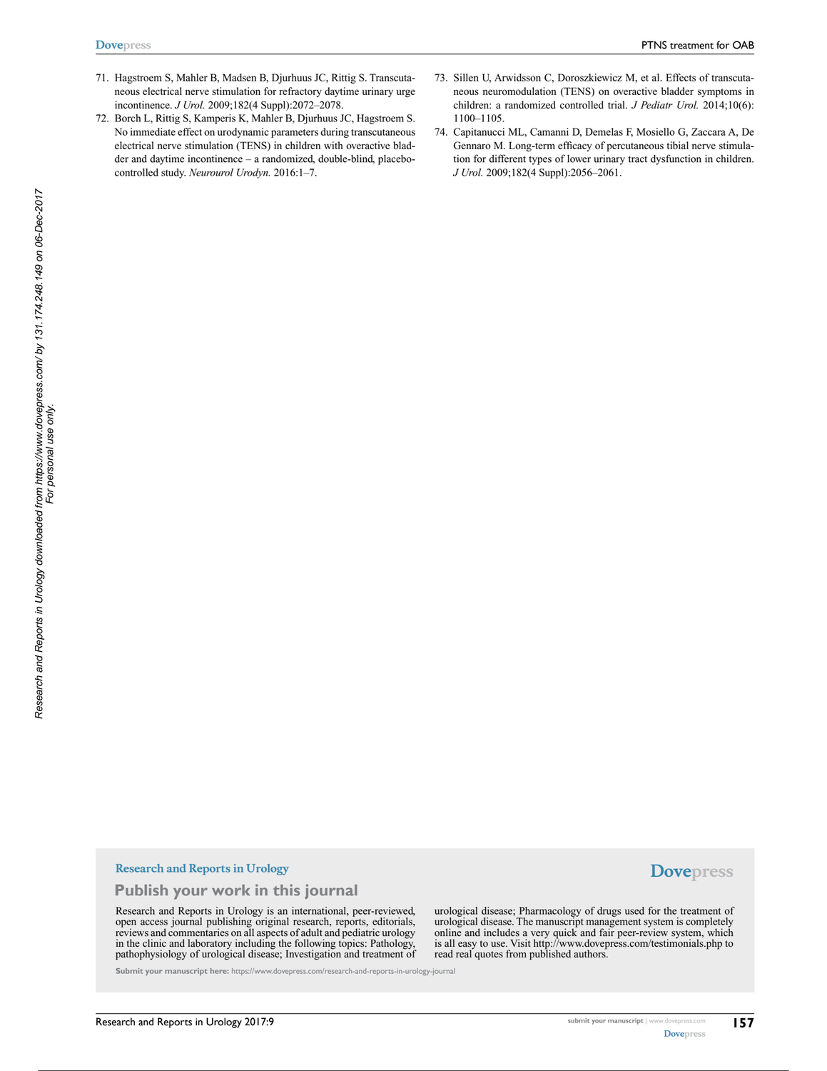71. Hagstroem S, Mahler B, Madsen B, Djurhuus JC, Rittig S. Transcutaneous electrical nerve stimulation for refractory daytime urinary urge incontinence. *J Urol.* 2009;182(4 Suppl):2072–2078.
72. Borch L, Rittig S, Kamperis K, Mahler B, Djurhuus JC, Hagstroem S. No immediate effect on urodynamic parameters during transcutaneous electrical nerve stimulation (TENS) in children with overactive bladder and daytime incontinence – a randomized, double-blind, placebo-controlled study. *Neurourol Urodyn.* 2016:1–7.
73. Sillen U, Arwidsson C, Doroszkiewicz M, et al. Effects of transcutaneous neuromodulation (TENS) on overactive bladder symptoms in children: a randomized controlled trial. *J Pediatr Urol.* 2014;10(6): 1100–1105.
74. Capitanucci ML, Camanni D, Demelas F, Mosiello G, Zaccara A, De Gennaro M. Long-term efficacy of percutaneous tibial nerve stimulation for different types of lower urinary tract dysfunction in children. *J Urol.* 2009;182(4 Suppl):2056–2061.

**Research and Reports in Urology**

## Publish your work in this journal

Research and Reports in Urology is an international, peer-reviewed, open access journal publishing original research, reports, editorials, reviews and commentaries on all aspects of adult and pediatric urology in the clinic and laboratory including the following topics: Pathology, pathophysiology of urological disease; Investigation and treatment of urological disease; Pharmacology of drugs used for the treatment of urological disease. The manuscript management system is completely online and includes a very quick and fair peer-review system, which is all easy to use. Visit http://www.dovepress.com/testimonials.php to read real quotes from published authors.

**Submit your manuscript here:** https://www.dovepress.com/research-and-reports-in-urology-journal